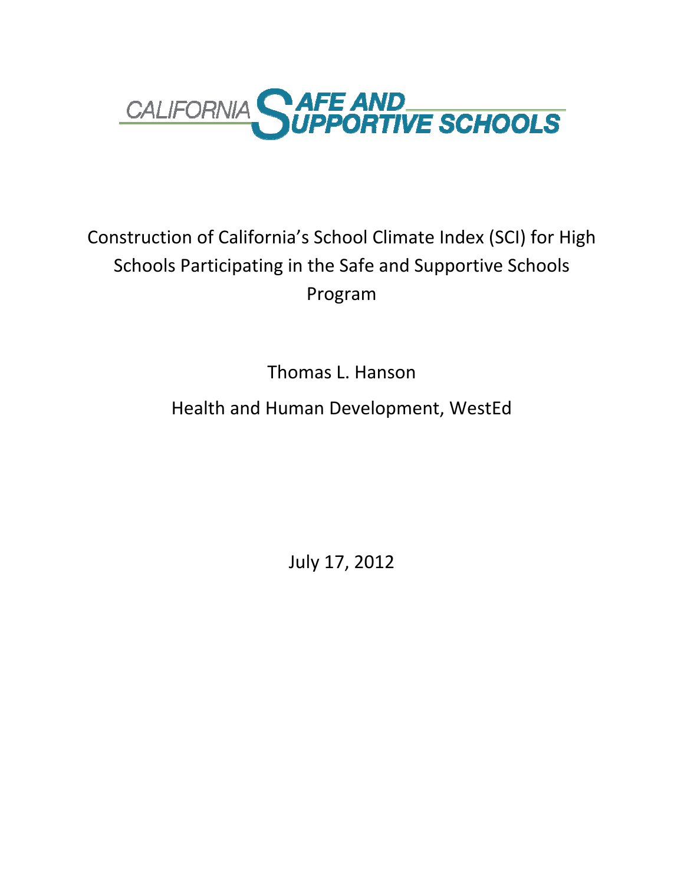CALIFORNIA SAFE AND SUPPORTIVE SCHOOLS

# Construction of California's School Climate Index (SCI) for High Schools Participating in the Safe and Supportive Schools Program

Thomas L. Hanson

Health and Human Development, WestEd

July 17, 2012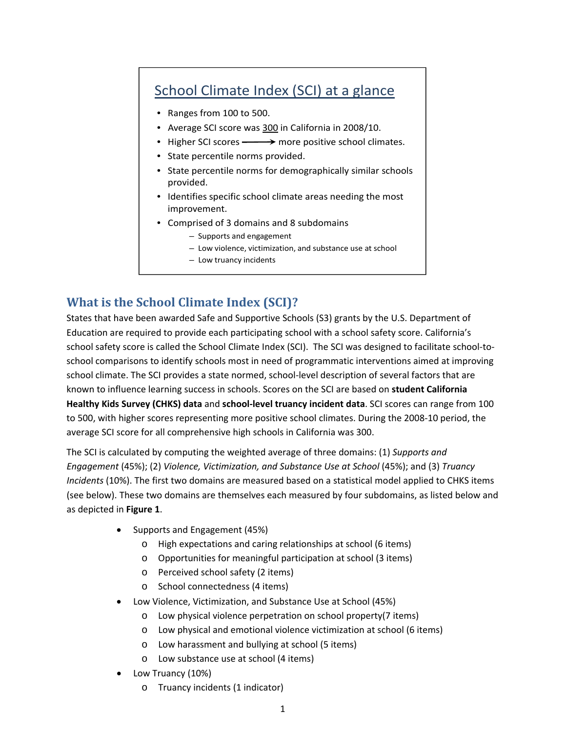## School Climate Index (SCI) at a glance

- Ranges from 100 to 500.
- Average SCI score was <u>300</u> in California in 2008/10.
- Higher SCI scores ⟶ more positive school climates.
- State percentile norms provided.
- State percentile norms for demographically similar schools provided.
- Identifies specific school climate areas needing the most improvement.
- Comprised of 3 domains and 8 subdomains
  - Supports and engagement
  - Low violence, victimization, and substance use at school
  - Low truancy incidents

## What is the School Climate Index (SCI)?

States that have been awarded Safe and Supportive Schools (S3) grants by the U.S. Department of Education are required to provide each participating school with a school safety score. California's school safety score is called the School Climate Index (SCI). The SCI was designed to facilitate school-to-school comparisons to identify schools most in need of programmatic interventions aimed at improving school climate. The SCI provides a state normed, school-level description of several factors that are known to influence learning success in schools. Scores on the SCI are based on **student California Healthy Kids Survey (CHKS) data** and **school-level truancy incident data**. SCI scores can range from 100 to 500, with higher scores representing more positive school climates. During the 2008-10 period, the average SCI score for all comprehensive high schools in California was 300.

The SCI is calculated by computing the weighted average of three domains: (1) *Supports and Engagement* (45%); (2) *Violence, Victimization, and Substance Use at School* (45%); and (3) *Truancy Incidents* (10%). The first two domains are measured based on a statistical model applied to CHKS items (see below). These two domains are themselves each measured by four subdomains, as listed below and as depicted in **Figure 1**.

- Supports and Engagement (45%)
  - High expectations and caring relationships at school (6 items)
  - Opportunities for meaningful participation at school (3 items)
  - Perceived school safety (2 items)
  - School connectedness (4 items)
- Low Violence, Victimization, and Substance Use at School (45%)
  - Low physical violence perpetration on school property(7 items)
  - Low physical and emotional violence victimization at school (6 items)
  - Low harassment and bullying at school (5 items)
  - Low substance use at school (4 items)
- Low Truancy (10%)
  - Truancy incidents (1 indicator)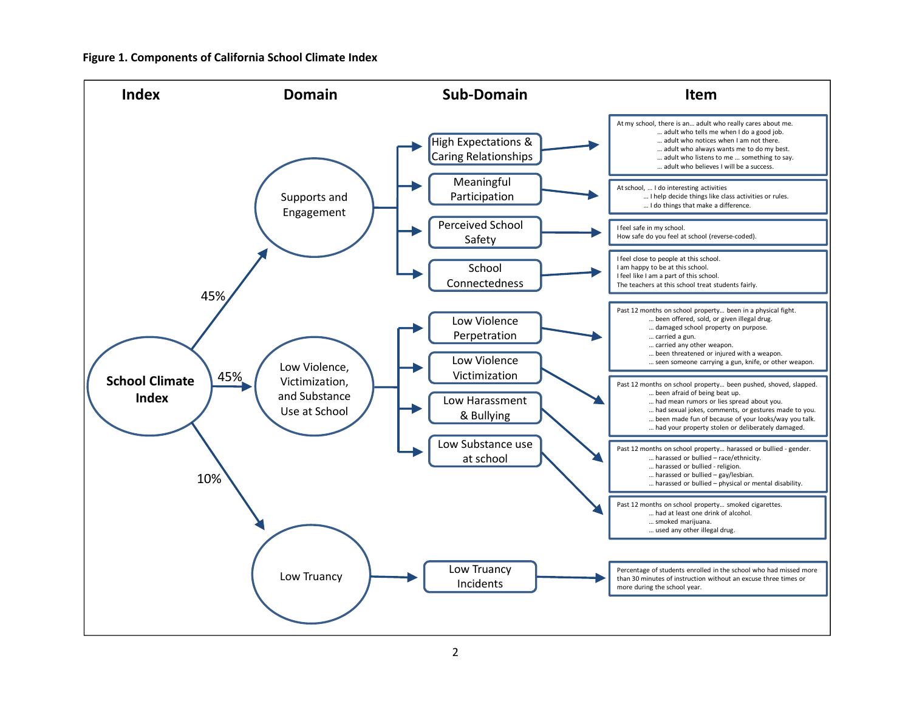**Figure 1. Components of California School Climate Index**

| Index | Domain | Sub-Domain | Item |
|---|---|---|---|
| **School Climate Index** | Supports and Engagement (45%) | High Expectations & Caring Relationships | At my school, there is an… adult who really cares about me.<br>… adult who tells me when I do a good job.<br>… adult who notices when I am not there.<br>… adult who always wants me to do my best.<br>… adult who listens to me … something to say.<br>… adult who believes I will be a success. |
| | | Meaningful Participation | At school, … I do interesting activities<br>… I help decide things like class activities or rules.<br>… I do things that make a difference. |
| | | Perceived School Safety | I feel safe in my school.<br>How safe do you feel at school (reverse-coded). |
| | | School Connectedness | I feel close to people at this school.<br>I am happy to be at this school.<br>I feel like I am a part of this school.<br>The teachers at this school treat students fairly. |
| | Low Violence, Victimization, and Substance Use at School (45%) | Low Violence Perpetration | Past 12 months on school property… been in a physical fight.<br>… been offered, sold, or given illegal drug.<br>… damaged school property on purpose.<br>… carried a gun.<br>… carried any other weapon.<br>… been threatened or injured with a weapon.<br>… seen someone carrying a gun, knife, or other weapon. |
| | | Low Violence Victimization | Past 12 months on school property… been pushed, shoved, slapped.<br>… been afraid of being beat up.<br>… had mean rumors or lies spread about you.<br>… had sexual jokes, comments, or gestures made to you.<br>… been made fun of because of your looks/way you talk.<br>… had your property stolen or deliberately damaged. |
| | | Low Harassment & Bullying | Past 12 months on school property… harassed or bullied - gender.<br>… harassed or bullied – race/ethnicity.<br>… harassed or bullied - religion.<br>… harassed or bullied – gay/lesbian.<br>… harassed or bullied – physical or mental disability. |
| | | Low Substance use at school | Past 12 months on school property… smoked cigarettes.<br>… had at least one drink of alcohol.<br>… smoked marijuana.<br>… used any other illegal drug. |
| | Low Truancy (10%) | Low Truancy Incidents | Percentage of students enrolled in the school who had missed more than 30 minutes of instruction without an excuse three times or more during the school year. |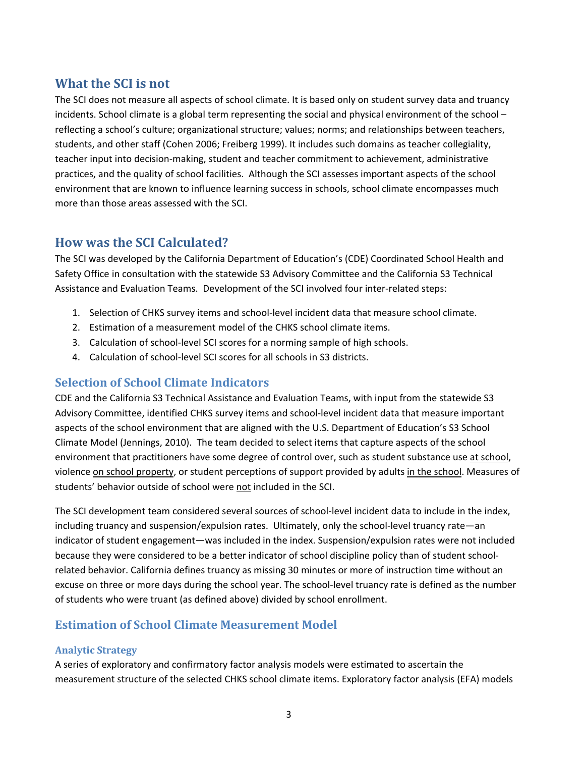## What the SCI is not

The SCI does not measure all aspects of school climate. It is based only on student survey data and truancy incidents. School climate is a global term representing the social and physical environment of the school – reflecting a school's culture; organizational structure; values; norms; and relationships between teachers, students, and other staff (Cohen 2006; Freiberg 1999). It includes such domains as teacher collegiality, teacher input into decision-making, student and teacher commitment to achievement, administrative practices, and the quality of school facilities. Although the SCI assesses important aspects of the school environment that are known to influence learning success in schools, school climate encompasses much more than those areas assessed with the SCI.

## How was the SCI Calculated?

The SCI was developed by the California Department of Education's (CDE) Coordinated School Health and Safety Office in consultation with the statewide S3 Advisory Committee and the California S3 Technical Assistance and Evaluation Teams. Development of the SCI involved four inter-related steps:

1. Selection of CHKS survey items and school-level incident data that measure school climate.
2. Estimation of a measurement model of the CHKS school climate items.
3. Calculation of school-level SCI scores for a norming sample of high schools.
4. Calculation of school-level SCI scores for all schools in S3 districts.

### Selection of School Climate Indicators

CDE and the California S3 Technical Assistance and Evaluation Teams, with input from the statewide S3 Advisory Committee, identified CHKS survey items and school-level incident data that measure important aspects of the school environment that are aligned with the U.S. Department of Education's S3 School Climate Model (Jennings, 2010). The team decided to select items that capture aspects of the school environment that practitioners have some degree of control over, such as student substance use <u>at school</u>, violence <u>on school property</u>, or student perceptions of support provided by adults <u>in the school</u>. Measures of students' behavior outside of school were <u>not</u> included in the SCI.

The SCI development team considered several sources of school-level incident data to include in the index, including truancy and suspension/expulsion rates. Ultimately, only the school-level truancy rate—an indicator of student engagement—was included in the index. Suspension/expulsion rates were not included because they were considered to be a better indicator of school discipline policy than of student school-related behavior. California defines truancy as missing 30 minutes or more of instruction time without an excuse on three or more days during the school year. The school-level truancy rate is defined as the number of students who were truant (as defined above) divided by school enrollment.

### Estimation of School Climate Measurement Model

#### Analytic Strategy

A series of exploratory and confirmatory factor analysis models were estimated to ascertain the measurement structure of the selected CHKS school climate items. Exploratory factor analysis (EFA) models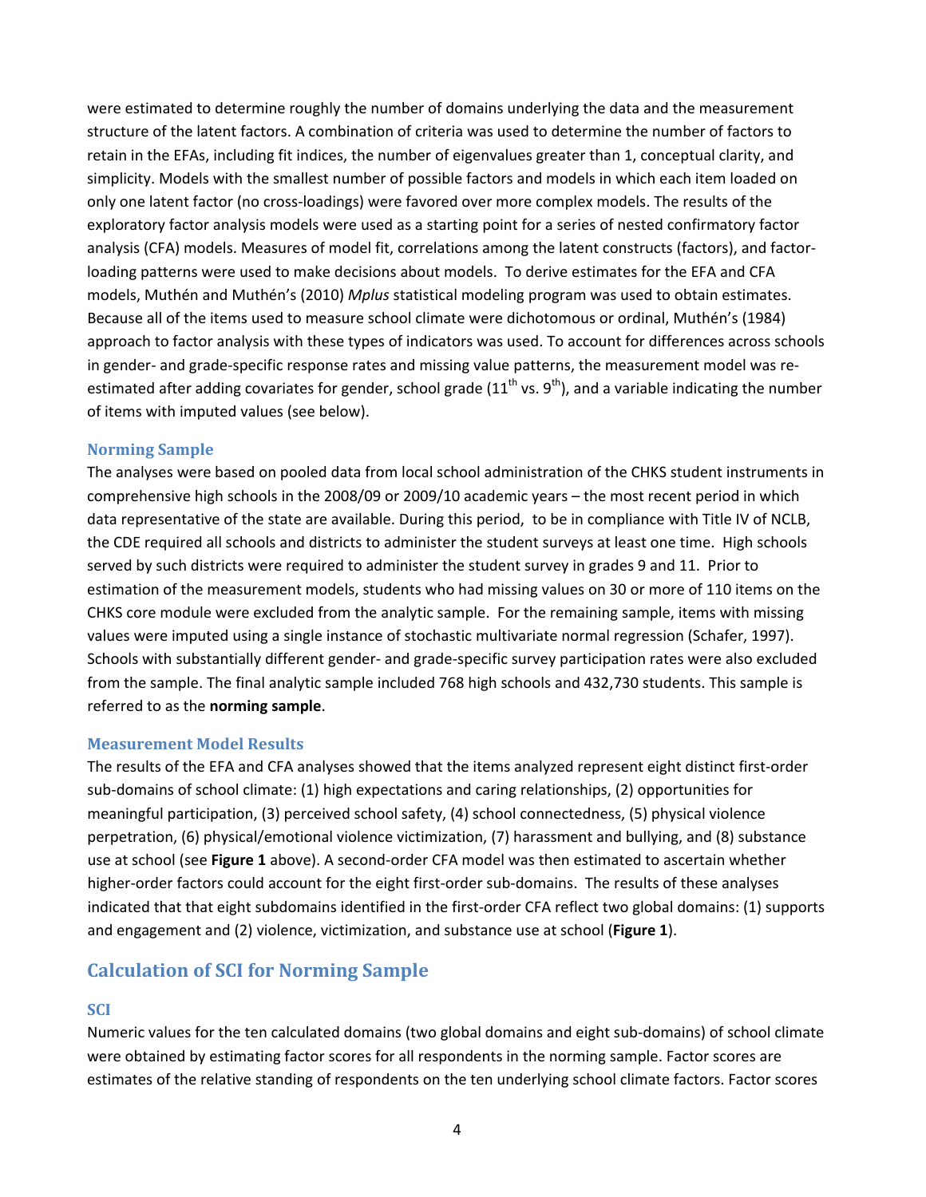were estimated to determine roughly the number of domains underlying the data and the measurement structure of the latent factors. A combination of criteria was used to determine the number of factors to retain in the EFAs, including fit indices, the number of eigenvalues greater than 1, conceptual clarity, and simplicity. Models with the smallest number of possible factors and models in which each item loaded on only one latent factor (no cross-loadings) were favored over more complex models. The results of the exploratory factor analysis models were used as a starting point for a series of nested confirmatory factor analysis (CFA) models. Measures of model fit, correlations among the latent constructs (factors), and factor-loading patterns were used to make decisions about models. To derive estimates for the EFA and CFA models, Muthén and Muthén's (2010) *Mplus* statistical modeling program was used to obtain estimates. Because all of the items used to measure school climate were dichotomous or ordinal, Muthén's (1984) approach to factor analysis with these types of indicators was used. To account for differences across schools in gender- and grade-specific response rates and missing value patterns, the measurement model was re-estimated after adding covariates for gender, school grade (11th vs. 9th), and a variable indicating the number of items with imputed values (see below).

### Norming Sample

The analyses were based on pooled data from local school administration of the CHKS student instruments in comprehensive high schools in the 2008/09 or 2009/10 academic years – the most recent period in which data representative of the state are available. During this period, to be in compliance with Title IV of NCLB, the CDE required all schools and districts to administer the student surveys at least one time. High schools served by such districts were required to administer the student survey in grades 9 and 11. Prior to estimation of the measurement models, students who had missing values on 30 or more of 110 items on the CHKS core module were excluded from the analytic sample. For the remaining sample, items with missing values were imputed using a single instance of stochastic multivariate normal regression (Schafer, 1997). Schools with substantially different gender- and grade-specific survey participation rates were also excluded from the sample. The final analytic sample included 768 high schools and 432,730 students. This sample is referred to as the **norming sample**.

### Measurement Model Results

The results of the EFA and CFA analyses showed that the items analyzed represent eight distinct first-order sub-domains of school climate: (1) high expectations and caring relationships, (2) opportunities for meaningful participation, (3) perceived school safety, (4) school connectedness, (5) physical violence perpetration, (6) physical/emotional violence victimization, (7) harassment and bullying, and (8) substance use at school (see **Figure 1** above). A second-order CFA model was then estimated to ascertain whether higher-order factors could account for the eight first-order sub-domains. The results of these analyses indicated that that eight subdomains identified in the first-order CFA reflect two global domains: (1) supports and engagement and (2) violence, victimization, and substance use at school (**Figure 1**).

## Calculation of SCI for Norming Sample

### SCI

Numeric values for the ten calculated domains (two global domains and eight sub-domains) of school climate were obtained by estimating factor scores for all respondents in the norming sample. Factor scores are estimates of the relative standing of respondents on the ten underlying school climate factors. Factor scores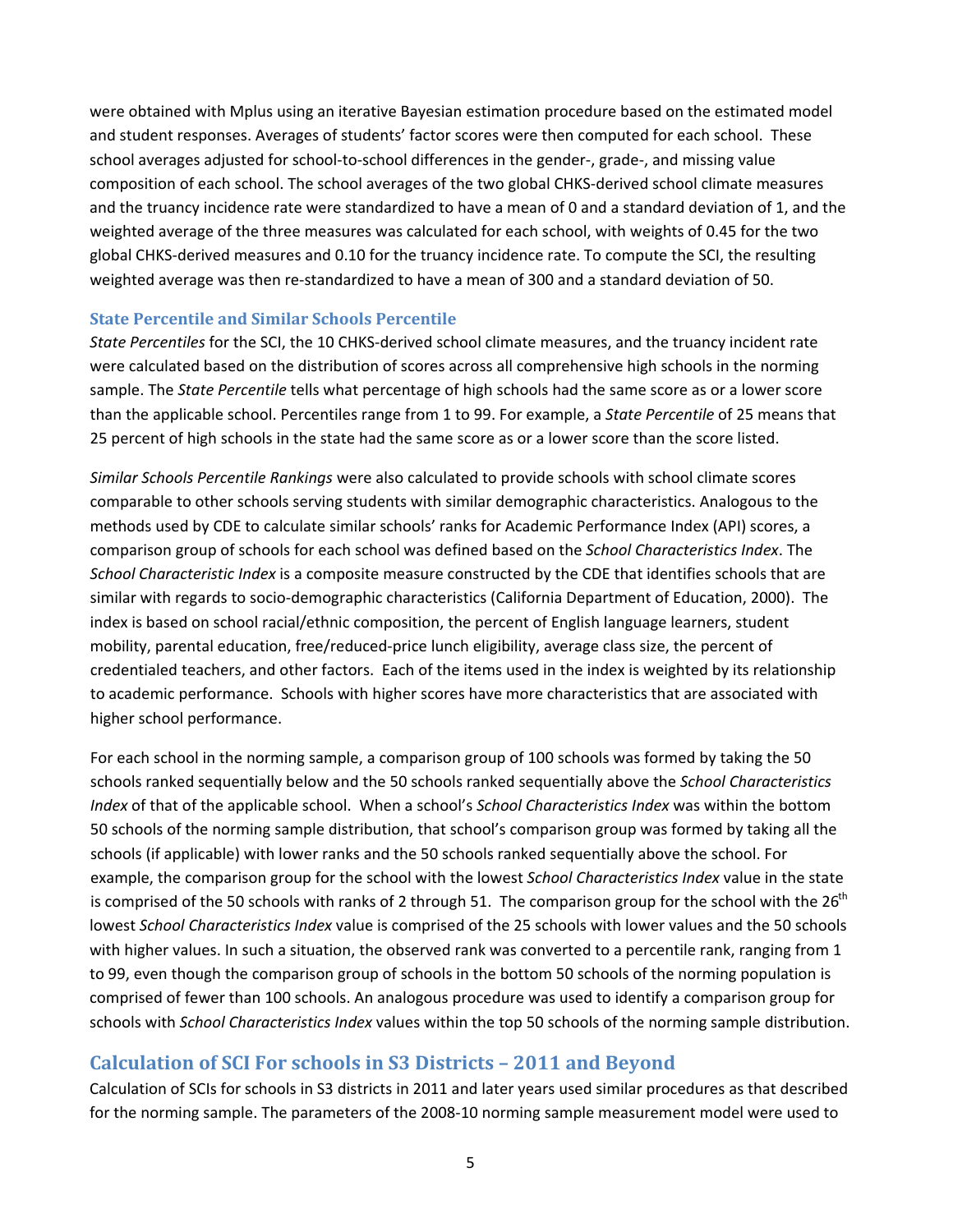were obtained with Mplus using an iterative Bayesian estimation procedure based on the estimated model and student responses. Averages of students' factor scores were then computed for each school. These school averages adjusted for school-to-school differences in the gender-, grade-, and missing value composition of each school. The school averages of the two global CHKS-derived school climate measures and the truancy incidence rate were standardized to have a mean of 0 and a standard deviation of 1, and the weighted average of the three measures was calculated for each school, with weights of 0.45 for the two global CHKS-derived measures and 0.10 for the truancy incidence rate. To compute the SCI, the resulting weighted average was then re-standardized to have a mean of 300 and a standard deviation of 50.

### State Percentile and Similar Schools Percentile

*State Percentiles* for the SCI, the 10 CHKS-derived school climate measures, and the truancy incident rate were calculated based on the distribution of scores across all comprehensive high schools in the norming sample. The *State Percentile* tells what percentage of high schools had the same score as or a lower score than the applicable school. Percentiles range from 1 to 99. For example, a *State Percentile* of 25 means that 25 percent of high schools in the state had the same score as or a lower score than the score listed.

*Similar Schools Percentile Rankings* were also calculated to provide schools with school climate scores comparable to other schools serving students with similar demographic characteristics. Analogous to the methods used by CDE to calculate similar schools' ranks for Academic Performance Index (API) scores, a comparison group of schools for each school was defined based on the *School Characteristics Index*. The *School Characteristic Index* is a composite measure constructed by the CDE that identifies schools that are similar with regards to socio-demographic characteristics (California Department of Education, 2000). The index is based on school racial/ethnic composition, the percent of English language learners, student mobility, parental education, free/reduced-price lunch eligibility, average class size, the percent of credentialed teachers, and other factors. Each of the items used in the index is weighted by its relationship to academic performance. Schools with higher scores have more characteristics that are associated with higher school performance.

For each school in the norming sample, a comparison group of 100 schools was formed by taking the 50 schools ranked sequentially below and the 50 schools ranked sequentially above the *School Characteristics Index* of that of the applicable school. When a school's *School Characteristics Index* was within the bottom 50 schools of the norming sample distribution, that school's comparison group was formed by taking all the schools (if applicable) with lower ranks and the 50 schools ranked sequentially above the school. For example, the comparison group for the school with the lowest *School Characteristics Index* value in the state is comprised of the 50 schools with ranks of 2 through 51. The comparison group for the school with the 26th lowest *School Characteristics Index* value is comprised of the 25 schools with lower values and the 50 schools with higher values. In such a situation, the observed rank was converted to a percentile rank, ranging from 1 to 99, even though the comparison group of schools in the bottom 50 schools of the norming population is comprised of fewer than 100 schools. An analogous procedure was used to identify a comparison group for schools with *School Characteristics Index* values within the top 50 schools of the norming sample distribution.

## Calculation of SCI For schools in S3 Districts – 2011 and Beyond

Calculation of SCIs for schools in S3 districts in 2011 and later years used similar procedures as that described for the norming sample. The parameters of the 2008-10 norming sample measurement model were used to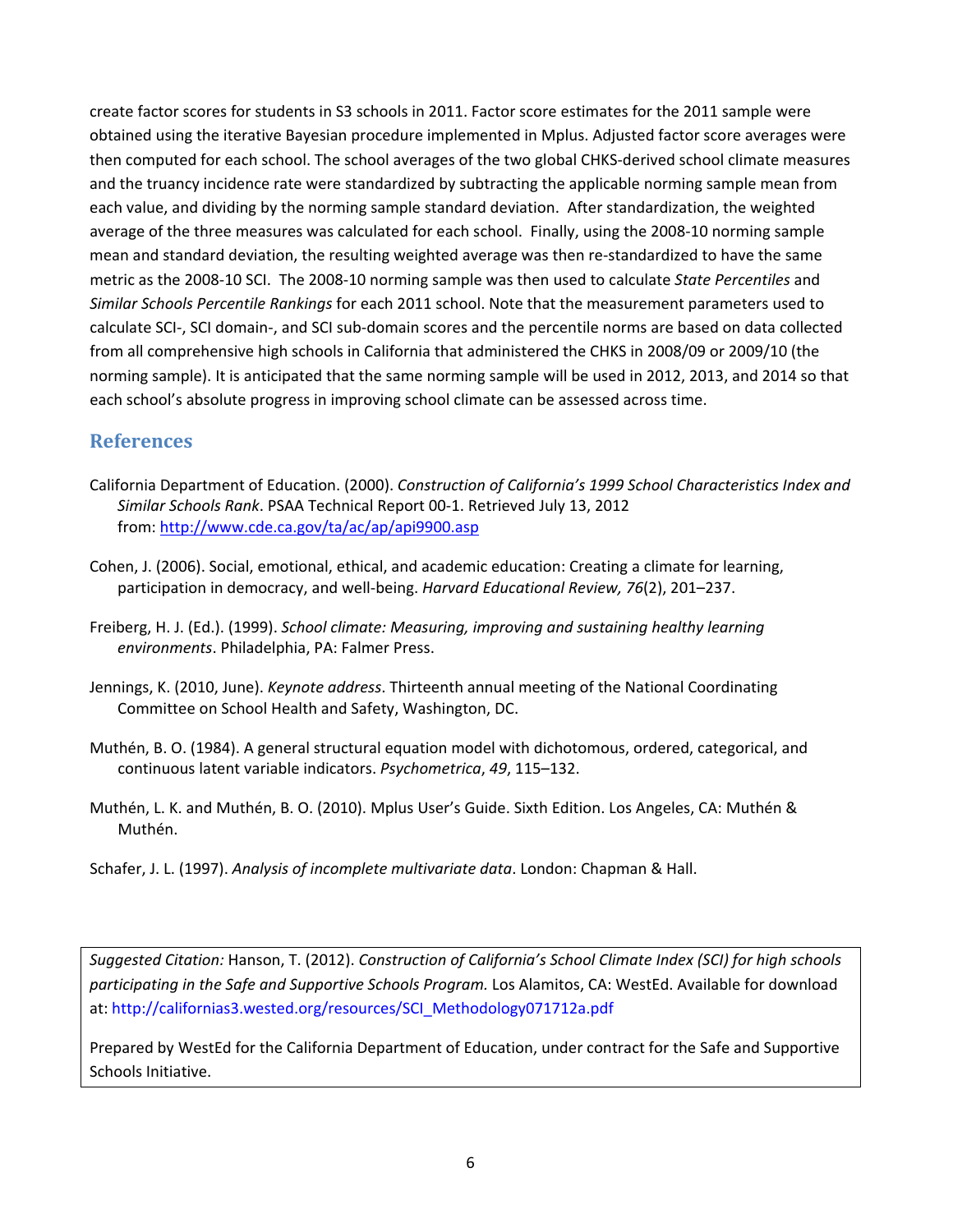create factor scores for students in S3 schools in 2011. Factor score estimates for the 2011 sample were obtained using the iterative Bayesian procedure implemented in Mplus. Adjusted factor score averages were then computed for each school. The school averages of the two global CHKS-derived school climate measures and the truancy incidence rate were standardized by subtracting the applicable norming sample mean from each value, and dividing by the norming sample standard deviation. After standardization, the weighted average of the three measures was calculated for each school. Finally, using the 2008-10 norming sample mean and standard deviation, the resulting weighted average was then re-standardized to have the same metric as the 2008-10 SCI. The 2008-10 norming sample was then used to calculate *State Percentiles* and *Similar Schools Percentile Rankings* for each 2011 school. Note that the measurement parameters used to calculate SCI-, SCI domain-, and SCI sub-domain scores and the percentile norms are based on data collected from all comprehensive high schools in California that administered the CHKS in 2008/09 or 2009/10 (the norming sample). It is anticipated that the same norming sample will be used in 2012, 2013, and 2014 so that each school's absolute progress in improving school climate can be assessed across time.

## References

California Department of Education. (2000). *Construction of California's 1999 School Characteristics Index and Similar Schools Rank*. PSAA Technical Report 00-1. Retrieved July 13, 2012 from: http://www.cde.ca.gov/ta/ac/ap/api9900.asp

Cohen, J. (2006). Social, emotional, ethical, and academic education: Creating a climate for learning, participation in democracy, and well-being. *Harvard Educational Review, 76*(2), 201–237.

Freiberg, H. J. (Ed.). (1999). *School climate: Measuring, improving and sustaining healthy learning environments*. Philadelphia, PA: Falmer Press.

Jennings, K. (2010, June). *Keynote address*. Thirteenth annual meeting of the National Coordinating Committee on School Health and Safety, Washington, DC.

Muthén, B. O. (1984). A general structural equation model with dichotomous, ordered, categorical, and continuous latent variable indicators. *Psychometrica*, *49*, 115–132.

Muthén, L. K. and Muthén, B. O. (2010). Mplus User's Guide. Sixth Edition. Los Angeles, CA: Muthén & Muthén.

Schafer, J. L. (1997). *Analysis of incomplete multivariate data*. London: Chapman & Hall.

*Suggested Citation:* Hanson, T. (2012). *Construction of California's School Climate Index (SCI) for high schools participating in the Safe and Supportive Schools Program.* Los Alamitos, CA: WestEd. Available for download at: http://californias3.wested.org/resources/SCI_Methodology071712a.pdf

Prepared by WestEd for the California Department of Education, under contract for the Safe and Supportive Schools Initiative.